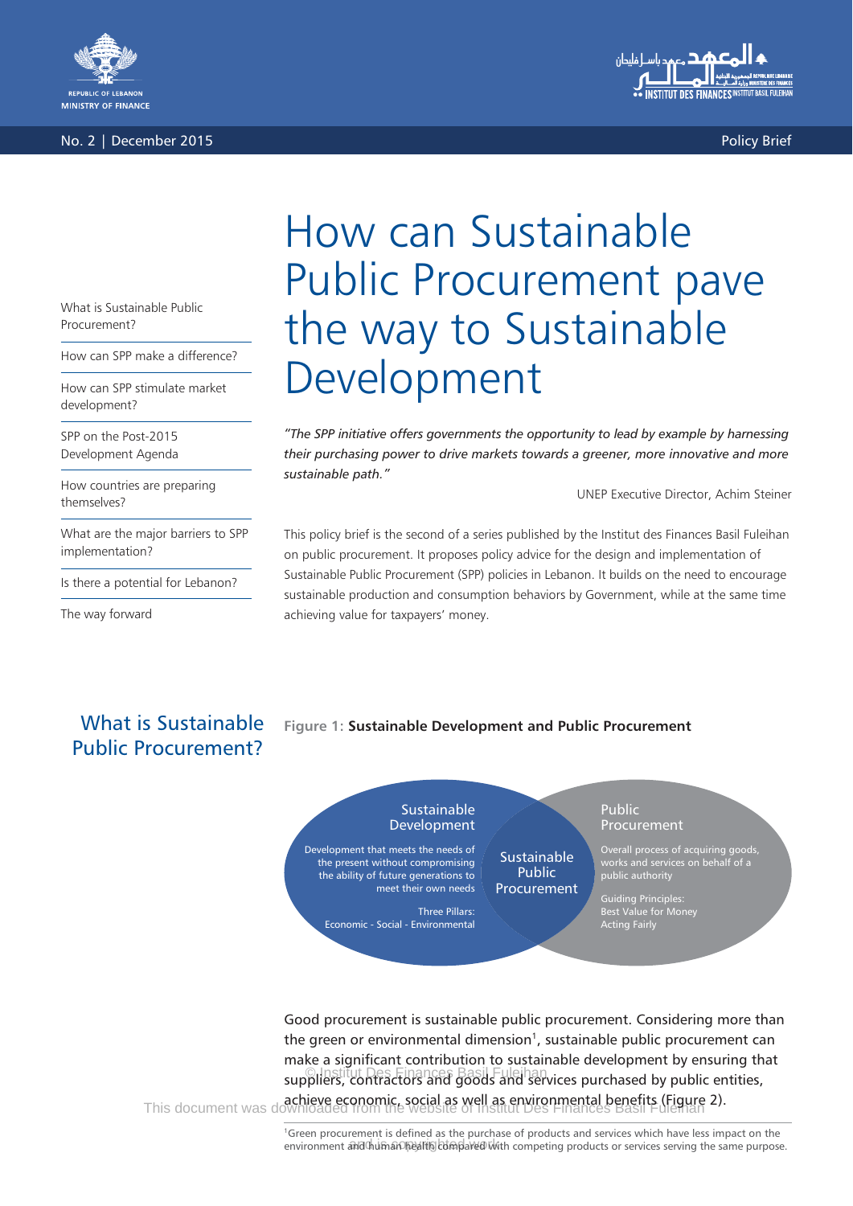REPUBLIC OF LEBANON
MINISTRY OF FINANCE

No. 2 | December 2015

Policy Brief

- What is Sustainable Public Procurement?
- How can SPP make a difference?
- How can SPP stimulate market development?
- SPP on the Post-2015 Development Agenda
- How countries are preparing themselves?
- What are the major barriers to SPP implementation?
- Is there a potential for Lebanon?
- The way forward

# How can Sustainable Public Procurement pave the way to Sustainable Development

*"The SPP initiative offers governments the opportunity to lead by example by harnessing their purchasing power to drive markets towards a greener, more innovative and more sustainable path."*

UNEP Executive Director, Achim Steiner

This policy brief is the second of a series published by the Institut des Finances Basil Fuleihan on public procurement. It proposes policy advice for the design and implementation of Sustainable Public Procurement (SPP) policies in Lebanon. It builds on the need to encourage sustainable production and consumption behaviors by Government, while at the same time achieving value for taxpayers' money.

## What is Sustainable Public Procurement?

**Figure 1: Sustainable Development and Public Procurement**

Sustainable Development: Development that meets the needs of the present without compromising the ability of future generations to meet their own needs. Three Pillars: Economic - Social - Environmental

Sustainable Public Procurement

Public Procurement: Overall process of acquiring goods, works and services on behalf of a public authority. Guiding Principles: Best Value for Money; Acting Fairly

Good procurement is sustainable public procurement. Considering more than the green or environmental dimension[1], sustainable public procurement can make a significant contribution to sustainable development by ensuring that suppliers, contractors and goods and services purchased by public entities, achieve economic, social as well as environmental benefits (Figure 2).

[1] Green procurement is defined as the purchase of products and services which have less impact on the environment and human health compared with competing products or services serving the same purpose.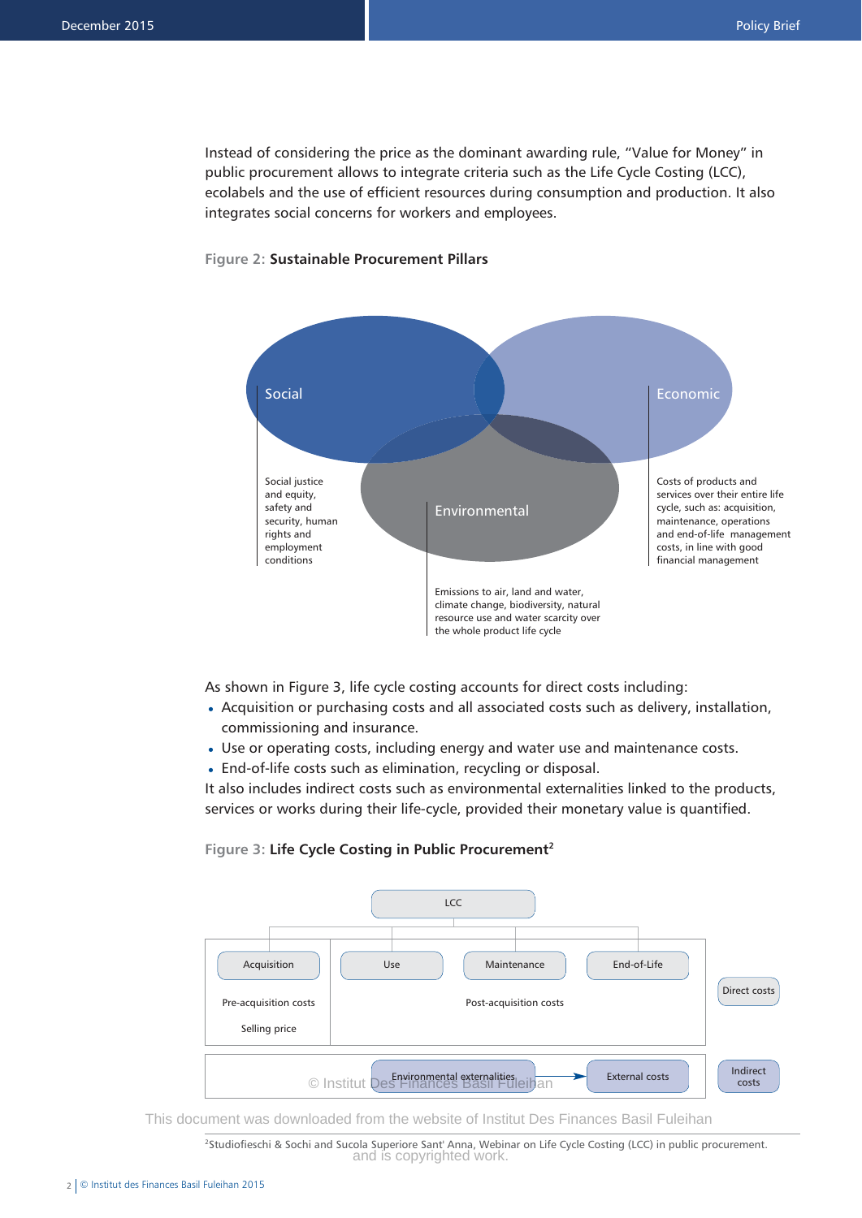Instead of considering the price as the dominant awarding rule, "Value for Money" in public procurement allows to integrate criteria such as the Life Cycle Costing (LCC), ecolabels and the use of efficient resources during consumption and production. It also integrates social concerns for workers and employees.

Figure 2: **Sustainable Procurement Pillars**

Social

Social justice and equity, safety and security, human rights and employment conditions

Economic

Costs of products and services over their entire life cycle, such as: acquisition, maintenance, operations and end-of-life management costs, in line with good financial management

Environmental

Emissions to air, land and water, climate change, biodiversity, natural resource use and water scarcity over the whole product life cycle

As shown in Figure 3, life cycle costing accounts for direct costs including:

- Acquisition or purchasing costs and all associated costs such as delivery, installation, commissioning and insurance.
- Use or operating costs, including energy and water use and maintenance costs.
- End-of-life costs such as elimination, recycling or disposal.

It also includes indirect costs such as environmental externalities linked to the products, services or works during their life-cycle, provided their monetary value is quantified.

Figure 3: **Life Cycle Costing in Public Procurement**[2]

LCC

Acquisition | Use | Maintenance | End-of-Life

Pre-acquisition costs

Selling price

Post-acquisition costs

Direct costs

Environmental externalities → External costs

Indirect costs

[2]Studiofieschi & Sochi and Sucola Superiore Sant' Anna, Webinar on Life Cycle Costing (LCC) in public procurement.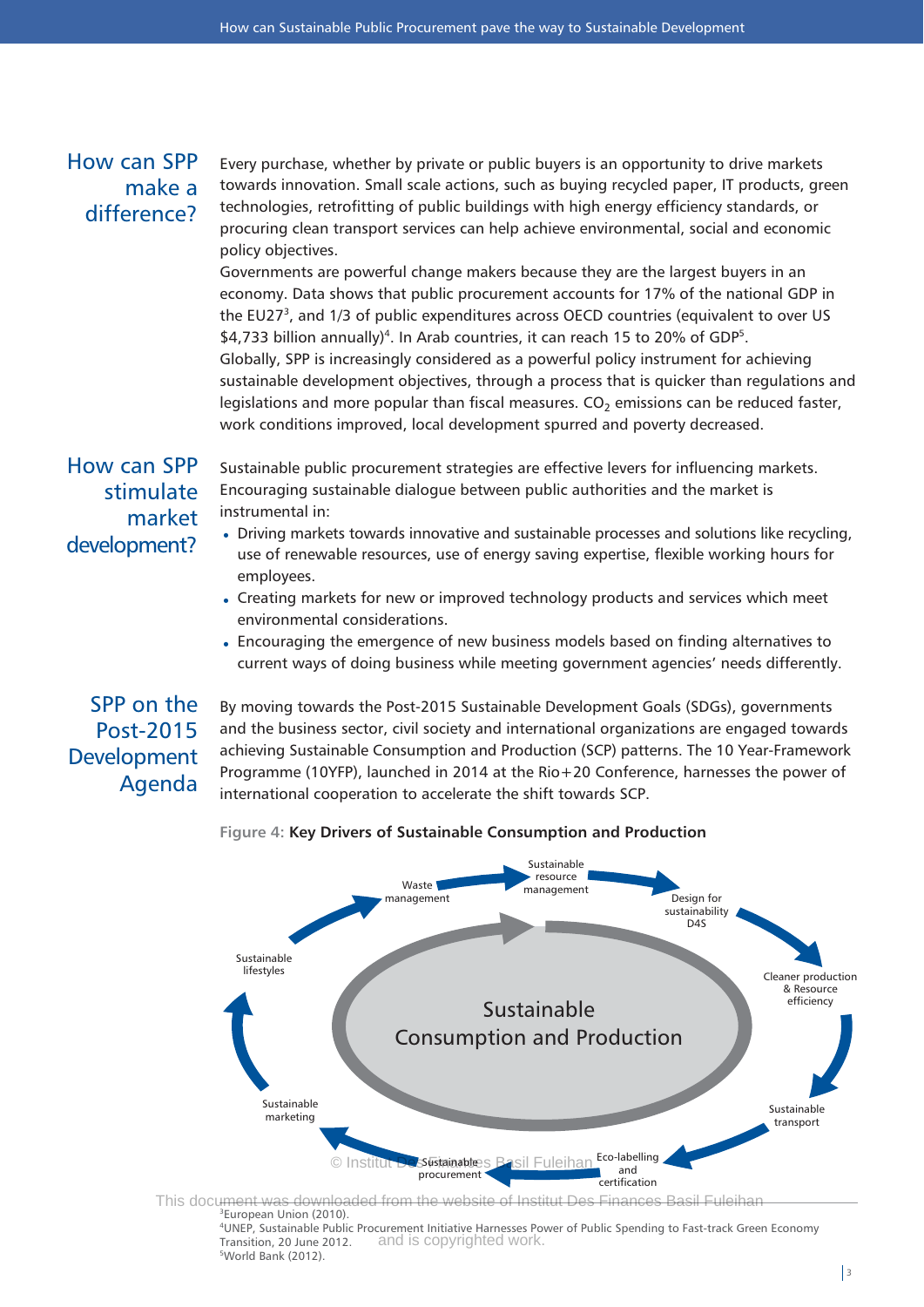## How can SPP make a difference?

Every purchase, whether by private or public buyers is an opportunity to drive markets towards innovation. Small scale actions, such as buying recycled paper, IT products, green technologies, retrofitting of public buildings with high energy efficiency standards, or procuring clean transport services can help achieve environmental, social and economic policy objectives.

Governments are powerful change makers because they are the largest buyers in an economy. Data shows that public procurement accounts for 17% of the national GDP in the EU27[3], and 1/3 of public expenditures across OECD countries (equivalent to over US $4,733 billion annually)[4]. In Arab countries, it can reach 15 to 20% of GDP[5].

Globally, SPP is increasingly considered as a powerful policy instrument for achieving sustainable development objectives, through a process that is quicker than regulations and legislations and more popular than fiscal measures. $CO_2$ emissions can be reduced faster, work conditions improved, local development spurred and poverty decreased.

## How can SPP stimulate market development?

Sustainable public procurement strategies are effective levers for influencing markets. Encouraging sustainable dialogue between public authorities and the market is instrumental in:

- Driving markets towards innovative and sustainable processes and solutions like recycling, use of renewable resources, use of energy saving expertise, flexible working hours for employees.
- Creating markets for new or improved technology products and services which meet environmental considerations.
- Encouraging the emergence of new business models based on finding alternatives to current ways of doing business while meeting government agencies' needs differently.

## SPP on the Post-2015 Development Agenda

By moving towards the Post-2015 Sustainable Development Goals (SDGs), governments and the business sector, civil society and international organizations are engaged towards achieving Sustainable Consumption and Production (SCP) patterns. The 10 Year-Framework Programme (10YFP), launched in 2014 at the Rio+20 Conference, harnesses the power of international cooperation to accelerate the shift towards SCP.

Figure 4: **Key Drivers of Sustainable Consumption and Production**

Sustainable Consumption and Production

Sustainable resource management → Design for sustainability D4S → Cleaner production & Resource efficiency → Sustainable transport → Eco-labelling and certification → Sustainable procurement → Sustainable marketing → Sustainable lifestyles → Waste management

---

[3] European Union (2010).

[4] UNEP, Sustainable Public Procurement Initiative Harnesses Power of Public Spending to Fast-track Green Economy Transition, 20 June 2012.

[5] World Bank (2012).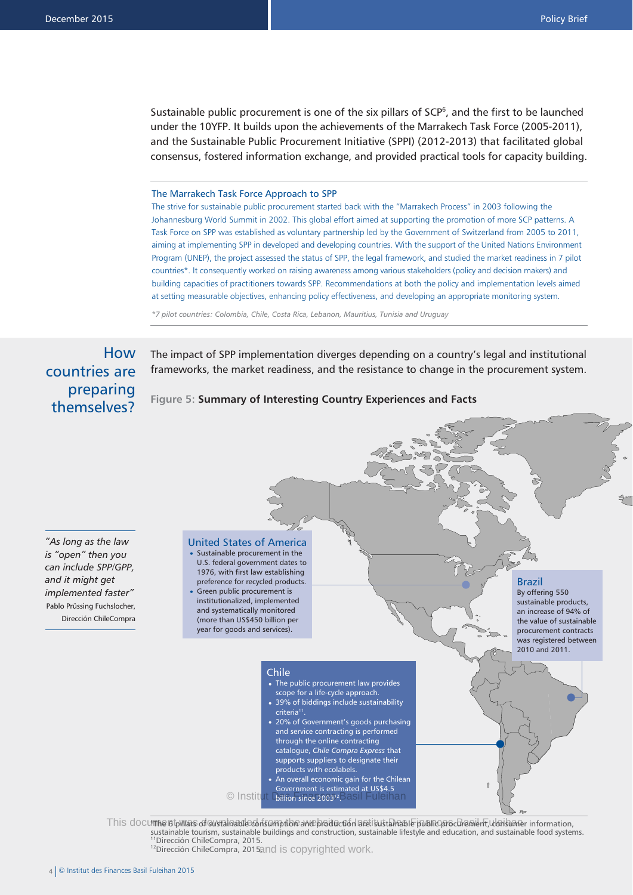Sustainable public procurement is one of the six pillars of SCP[6], and the first to be launched under the 10YFP. It builds upon the achievements of the Marrakech Task Force (2005-2011), and the Sustainable Public Procurement Initiative (SPPI) (2012-2013) that facilitated global consensus, fostered information exchange, and provided practical tools for capacity building.

### The Marrakech Task Force Approach to SPP

The strive for sustainable public procurement started back with the "Marrakech Process" in 2003 following the Johannesburg World Summit in 2002. This global effort aimed at supporting the promotion of more SCP patterns. A Task Force on SPP was established as voluntary partnership led by the Government of Switzerland from 2005 to 2011, aiming at implementing SPP in developed and developing countries. With the support of the United Nations Environment Program (UNEP), the project assessed the status of SPP, the legal framework, and studied the market readiness in 7 pilot countries*. It consequently worked on raising awareness among various stakeholders (policy and decision makers) and building capacities of practitioners towards SPP. Recommendations at both the policy and implementation levels aimed at setting measurable objectives, enhancing policy effectiveness, and developing an appropriate monitoring system.

*\*7 pilot countries: Colombia, Chile, Costa Rica, Lebanon, Mauritius, Tunisia and Uruguay*

## How countries are preparing themselves?

The impact of SPP implementation diverges depending on a country's legal and institutional frameworks, the market readiness, and the resistance to change in the procurement system.

> *"As long as the law is "open" then you can include SPP/GPP, and it might get implemented faster"*
> Pablo Prüssing Fuchslocher, Dirección ChileCompra

Figure 5: **Summary of Interesting Country Experiences and Facts**

**United States of America**
- Sustainable procurement in the U.S. federal government dates to 1976, with first law establishing preference for recycled products.
- Green public procurement is institutionalized, implemented and systematically monitored (more than US$450 billion per year for goods and services).

**Brazil**

By offering 550 sustainable products, an increase of 94% of the value of sustainable procurement contracts was registered between 2010 and 2011.

**Chile**
- The public procurement law provides scope for a life-cycle approach.
- 39% of biddings include sustainability criteria[11].
- 20% of Government's goods purchasing and service contracting is performed through the online contracting catalogue, *Chile Compra Express* that supports suppliers to designate their products with ecolabels.
- An overall economic gain for the Chilean Government is estimated at US$4.5 billion since 2003[12].

---

[6] The 6 pillars of sustainable consumption and production are: sustainable public procurement, consumer information, sustainable tourism, sustainable buildings and construction, sustainable lifestyle and education, and sustainable food systems.

[11] Dirección ChileCompra, 2015.

[12] Dirección ChileCompra, 2015.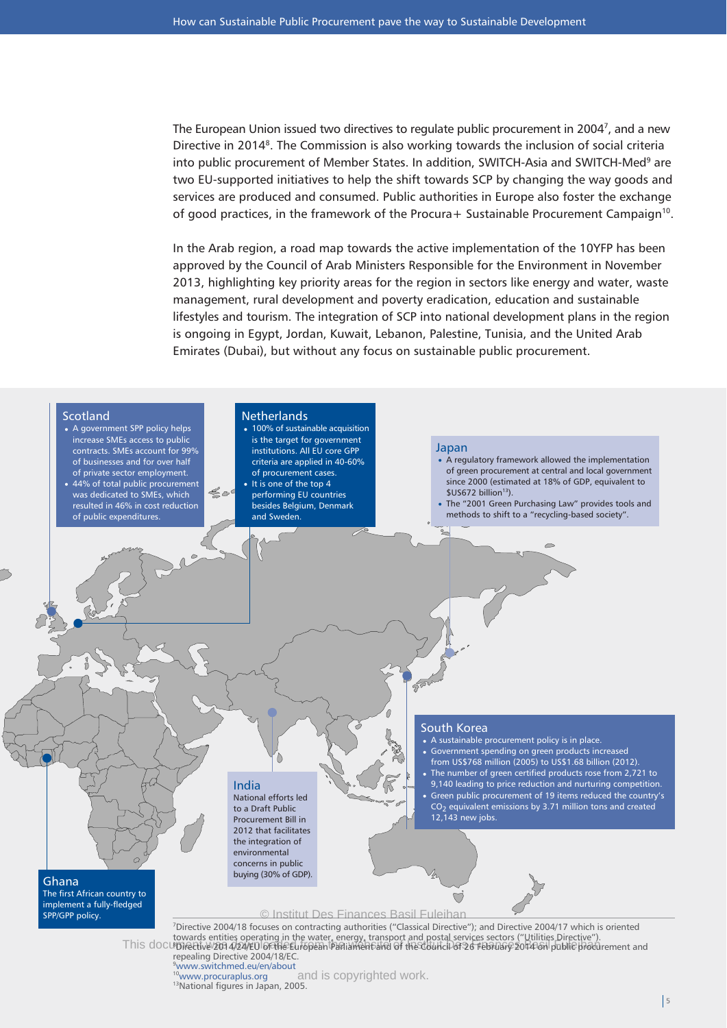The European Union issued two directives to regulate public procurement in 2004[7], and a new Directive in 2014[8]. The Commission is also working towards the inclusion of social criteria into public procurement of Member States. In addition, SWITCH-Asia and SWITCH-Med[9] are two EU-supported initiatives to help the shift towards SCP by changing the way goods and services are produced and consumed. Public authorities in Europe also foster the exchange of good practices, in the framework of the Procura+ Sustainable Procurement Campaign[10].

In the Arab region, a road map towards the active implementation of the 10YFP has been approved by the Council of Arab Ministers Responsible for the Environment in November 2013, highlighting key priority areas for the region in sectors like energy and water, waste management, rural development and poverty eradication, education and sustainable lifestyles and tourism. The integration of SCP into national development plans in the region is ongoing in Egypt, Jordan, Kuwait, Lebanon, Palestine, Tunisia, and the United Arab Emirates (Dubai), but without any focus on sustainable public procurement.

### Scotland

- A government SPP policy helps increase SMEs access to public contracts. SMEs account for 99% of businesses and for over half of private sector employment.
- 44% of total public procurement was dedicated to SMEs, which resulted in 46% in cost reduction of public expenditures.

### Netherlands

- 100% of sustainable acquisition is the target for government institutions. All EU core GPP criteria are applied in 40-60% of procurement cases.
- It is one of the top 4 performing EU countries besides Belgium, Denmark and Sweden.

### Japan

- A regulatory framework allowed the implementation of green procurement at central and local government since 2000 (estimated at 18% of GDP, equivalent to $US672 billion[13]).
- The "2001 Green Purchasing Law" provides tools and methods to shift to a "recycling-based society".

### South Korea

- A sustainable procurement policy is in place.
- Government spending on green products increased from US$768 million (2005) to US$1.68 billion (2012).
- The number of green certified products rose from 2,721 to 9,140 leading to price reduction and nurturing competition.
- Green public procurement of 19 items reduced the country's $CO_2$ equivalent emissions by 3.71 million tons and created 12,143 new jobs.

### India

National efforts led to a Draft Public Procurement Bill in 2012 that facilitates the integration of environmental concerns in public buying (30% of GDP).

### Ghana

The first African country to implement a fully-fledged SPP/GPP policy.

---

[7] Directive 2004/18 focuses on contracting authorities ("Classical Directive"); and Directive 2004/17 which is oriented towards entities operating in the water, energy, transport and postal services sectors ("Utilities Directive").

[8] Directive 2014/24/EU of the European Parliament and of the Council of 26 February 2014 on public procurement and repealing Directive 2004/18/EC.

[9] www.switchmed.eu/en/about

[10] www.procuraplus.org

[13] National figures in Japan, 2005.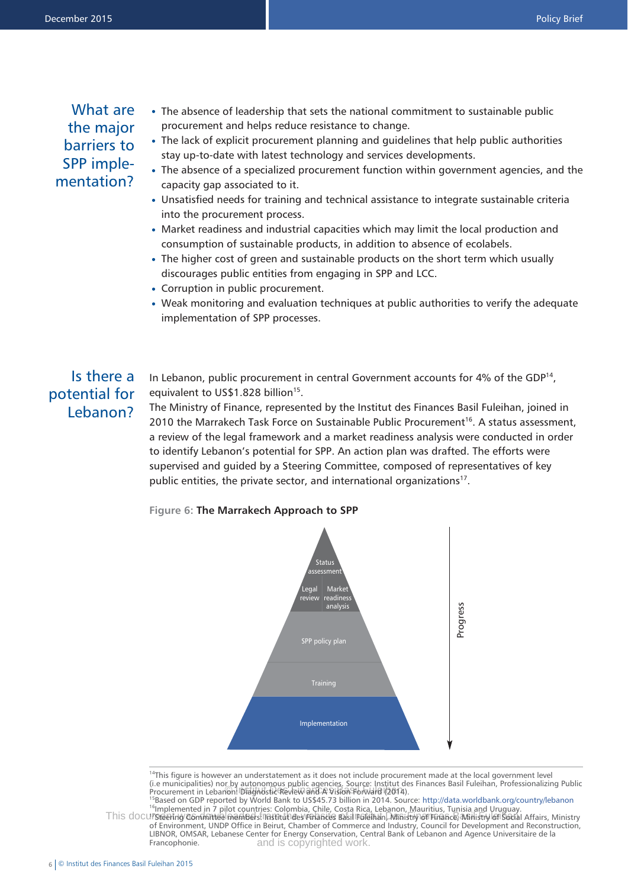## What are the major barriers to SPP implementation?

- The absence of leadership that sets the national commitment to sustainable public procurement and helps reduce resistance to change.
- The lack of explicit procurement planning and guidelines that help public authorities stay up-to-date with latest technology and services developments.
- The absence of a specialized procurement function within government agencies, and the capacity gap associated to it.
- Unsatisfied needs for training and technical assistance to integrate sustainable criteria into the procurement process.
- Market readiness and industrial capacities which may limit the local production and consumption of sustainable products, in addition to absence of ecolabels.
- The higher cost of green and sustainable products on the short term which usually discourages public entities from engaging in SPP and LCC.
- Corruption in public procurement.
- Weak monitoring and evaluation techniques at public authorities to verify the adequate implementation of SPP processes.

## Is there a potential for Lebanon?

In Lebanon, public procurement in central Government accounts for 4% of the GDP[14], equivalent to US$1.828 billion[15].

The Ministry of Finance, represented by the Institut des Finances Basil Fuleihan, joined in 2010 the Marrakech Task Force on Sustainable Public Procurement[16]. A status assessment, a review of the legal framework and a market readiness analysis were conducted in order to identify Lebanon's potential for SPP. An action plan was drafted. The efforts were supervised and guided by a Steering Committee, composed of representatives of key public entities, the private sector, and international organizations[17].

**Figure 6: The Marrakech Approach to SPP**

- Status assessment
- Legal review | Market readiness analysis
- SPP policy plan
- Training
- Implementation

Progress ↓

---

[14] This figure is however an understatement as it does not include procurement made at the local government level (i.e municipalities) nor by autonomous public agencies. Source: Institut des Finances Basil Fuleihan, Professionalizing Public Procurement in Lebanon: Diagnostic Review and A Vision Forward (2014).

[15] Based on GDP reported by World Bank to US$45.73 billion in 2014. Source: http://data.worldbank.org/country/lebanon

[16] Implemented in 7 pilot countries: Colombia, Chile, Costa Rica, Lebanon, Mauritius, Tunisia and Uruguay.

[17] Steering Committee members: Institut des Finances Basil Fuleihan, Ministry of Finance, Ministry of Social Affairs, Ministry of Environment, UNDP Office in Beirut, Chamber of Commerce and Industry, Council for Development and Reconstruction, LIBNOR, OMSAR, Lebanese Center for Energy Conservation, Central Bank of Lebanon and Agence Universitaire de la Francophonie.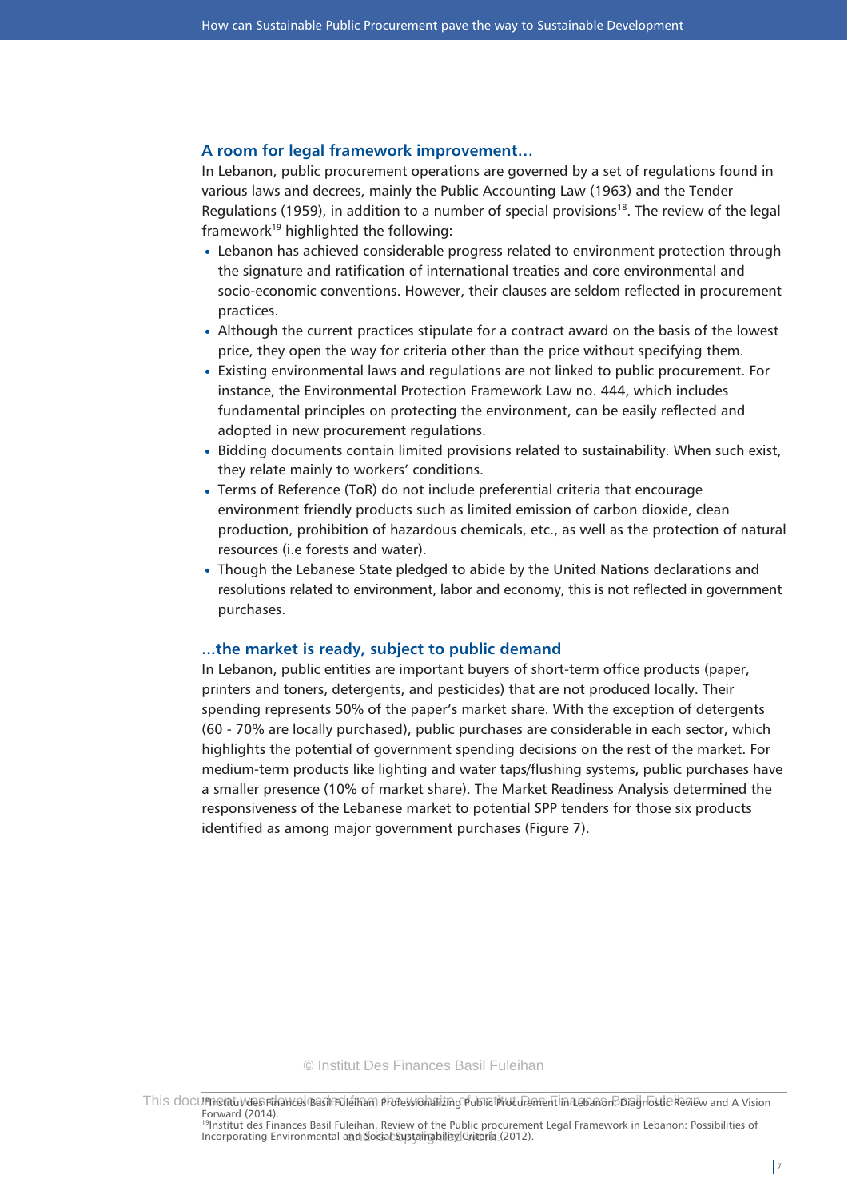## A room for legal framework improvement…

In Lebanon, public procurement operations are governed by a set of regulations found in various laws and decrees, mainly the Public Accounting Law (1963) and the Tender Regulations (1959), in addition to a number of special provisions[18]. The review of the legal framework[19] highlighted the following:

- Lebanon has achieved considerable progress related to environment protection through the signature and ratification of international treaties and core environmental and socio-economic conventions. However, their clauses are seldom reflected in procurement practices.
- Although the current practices stipulate for a contract award on the basis of the lowest price, they open the way for criteria other than the price without specifying them.
- Existing environmental laws and regulations are not linked to public procurement. For instance, the Environmental Protection Framework Law no. 444, which includes fundamental principles on protecting the environment, can be easily reflected and adopted in new procurement regulations.
- Bidding documents contain limited provisions related to sustainability. When such exist, they relate mainly to workers' conditions.
- Terms of Reference (ToR) do not include preferential criteria that encourage environment friendly products such as limited emission of carbon dioxide, clean production, prohibition of hazardous chemicals, etc., as well as the protection of natural resources (i.e forests and water).
- Though the Lebanese State pledged to abide by the United Nations declarations and resolutions related to environment, labor and economy, this is not reflected in government purchases.

## …the market is ready, subject to public demand

In Lebanon, public entities are important buyers of short-term office products (paper, printers and toners, detergents, and pesticides) that are not produced locally. Their spending represents 50% of the paper's market share. With the exception of detergents (60 - 70% are locally purchased), public purchases are considerable in each sector, which highlights the potential of government spending decisions on the rest of the market. For medium-term products like lighting and water taps/flushing systems, public purchases have a smaller presence (10% of market share). The Market Readiness Analysis determined the responsiveness of the Lebanese market to potential SPP tenders for those six products identified as among major government purchases (Figure 7).

[18] Institut des Finances Basil Fuleihan, Professionalizing Public Procurement in Lebanon: Diagnostic Review and A Vision Forward (2014).

[19] Institut des Finances Basil Fuleihan, Review of the Public procurement Legal Framework in Lebanon: Possibilities of Incorporating Environmental and Social Sustainability Criteria (2012).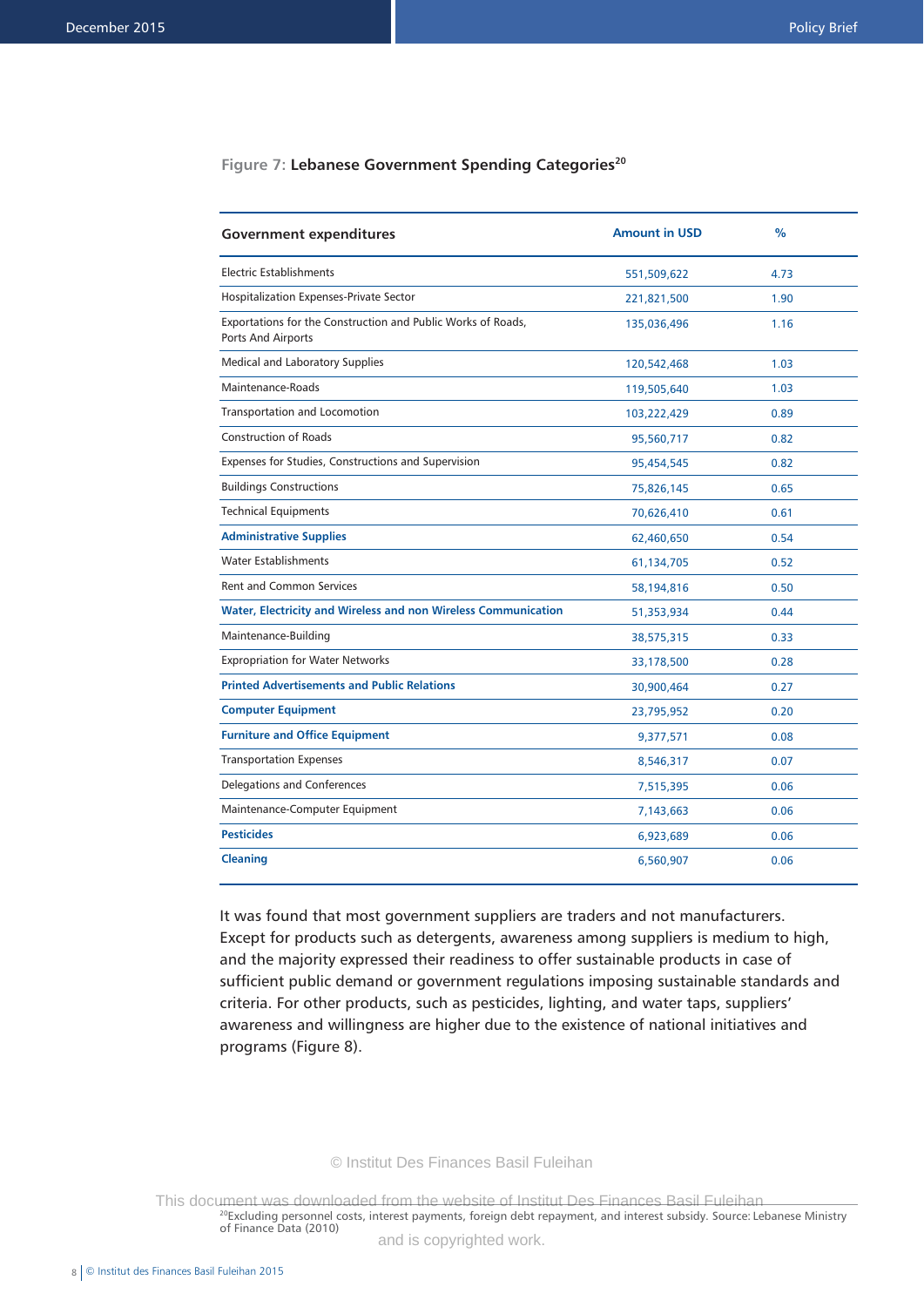**Figure 7: Lebanese Government Spending Categories**[20]

| Government expenditures | Amount in USD | % |
|---|---|---|
| Electric Establishments | 551,509,622 | 4.73 |
| Hospitalization Expenses-Private Sector | 221,821,500 | 1.90 |
| Exportations for the Construction and Public Works of Roads, Ports And Airports | 135,036,496 | 1.16 |
| Medical and Laboratory Supplies | 120,542,468 | 1.03 |
| Maintenance-Roads | 119,505,640 | 1.03 |
| Transportation and Locomotion | 103,222,429 | 0.89 |
| Construction of Roads | 95,560,717 | 0.82 |
| Expenses for Studies, Constructions and Supervision | 95,454,545 | 0.82 |
| Buildings Constructions | 75,826,145 | 0.65 |
| Technical Equipments | 70,626,410 | 0.61 |
| **Administrative Supplies** | 62,460,650 | 0.54 |
| Water Establishments | 61,134,705 | 0.52 |
| Rent and Common Services | 58,194,816 | 0.50 |
| **Water, Electricity and Wireless and non Wireless Communication** | 51,353,934 | 0.44 |
| Maintenance-Building | 38,575,315 | 0.33 |
| Expropriation for Water Networks | 33,178,500 | 0.28 |
| **Printed Advertisements and Public Relations** | 30,900,464 | 0.27 |
| **Computer Equipment** | 23,795,952 | 0.20 |
| **Furniture and Office Equipment** | 9,377,571 | 0.08 |
| Transportation Expenses | 8,546,317 | 0.07 |
| Delegations and Conferences | 7,515,395 | 0.06 |
| Maintenance-Computer Equipment | 7,143,663 | 0.06 |
| **Pesticides** | 6,923,689 | 0.06 |
| **Cleaning** | 6,560,907 | 0.06 |

It was found that most government suppliers are traders and not manufacturers. Except for products such as detergents, awareness among suppliers is medium to high, and the majority expressed their readiness to offer sustainable products in case of sufficient public demand or government regulations imposing sustainable standards and criteria. For other products, such as pesticides, lighting, and water taps, suppliers' awareness and willingness are higher due to the existence of national initiatives and programs (Figure 8).

[20] Excluding personnel costs, interest payments, foreign debt repayment, and interest subsidy. Source: Lebanese Ministry of Finance Data (2010)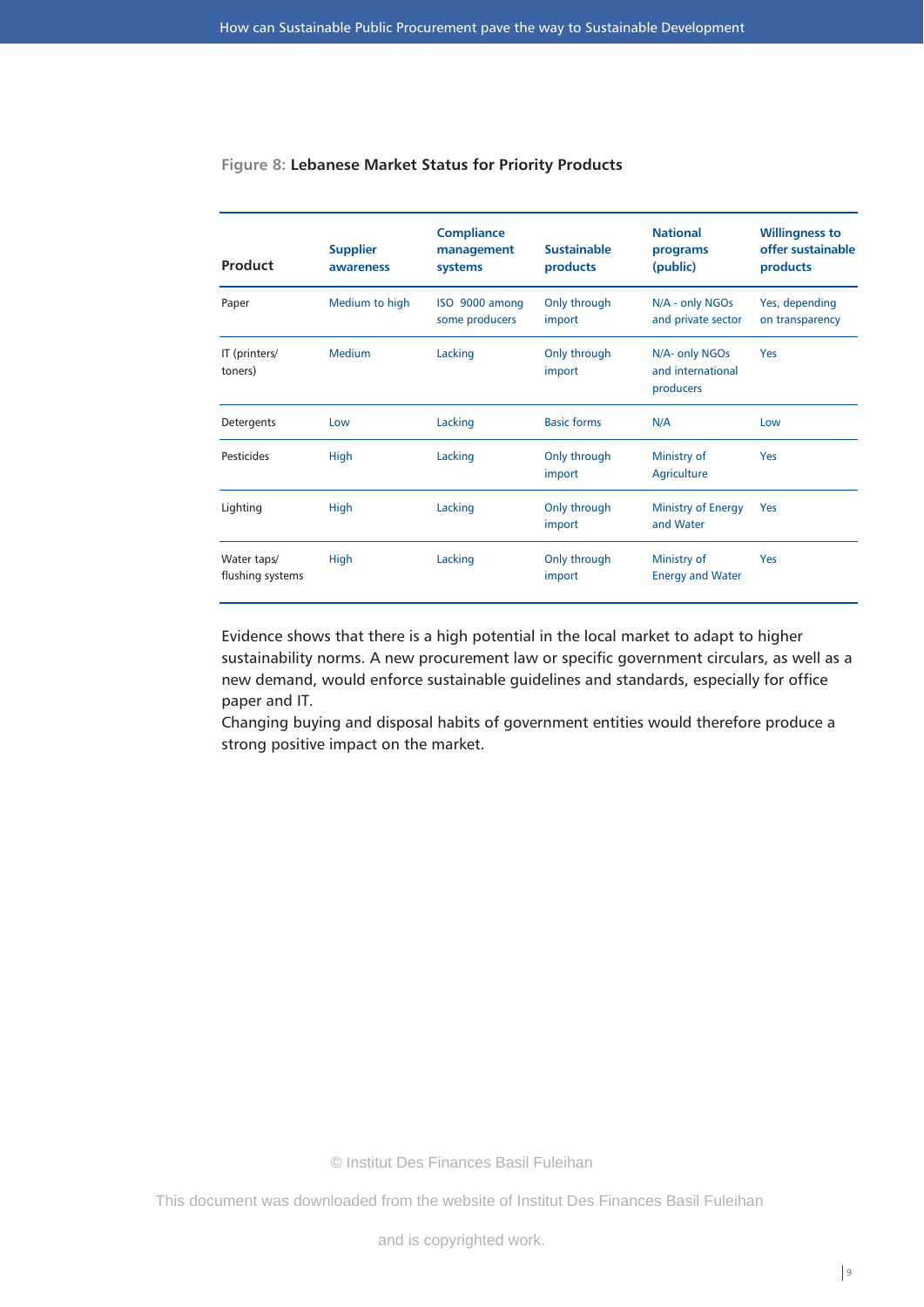**Figure 8: Lebanese Market Status for Priority Products**

| Product | Supplier awareness | Compliance management systems | Sustainable products | National programs (public) | Willingness to offer sustainable products |
|---|---|---|---|---|---|
| Paper | Medium to high | ISO 9000 among some producers | Only through import | N/A - only NGOs and private sector | Yes, depending on transparency |
| IT (printers/ toners) | Medium | Lacking | Only through import | N/A- only NGOs and international producers | Yes |
| Detergents | Low | Lacking | Basic forms | N/A | Low |
| Pesticides | High | Lacking | Only through import | Ministry of Agriculture | Yes |
| Lighting | High | Lacking | Only through import | Ministry of Energy and Water | Yes |
| Water taps/ flushing systems | High | Lacking | Only through import | Ministry of Energy and Water | Yes |

Evidence shows that there is a high potential in the local market to adapt to higher sustainability norms. A new procurement law or specific government circulars, as well as a new demand, would enforce sustainable guidelines and standards, especially for office paper and IT.

Changing buying and disposal habits of government entities would therefore produce a strong positive impact on the market.

© Institut Des Finances Basil Fuleihan

This document was downloaded from the website of Institut Des Finances Basil Fuleihan

and is copyrighted work.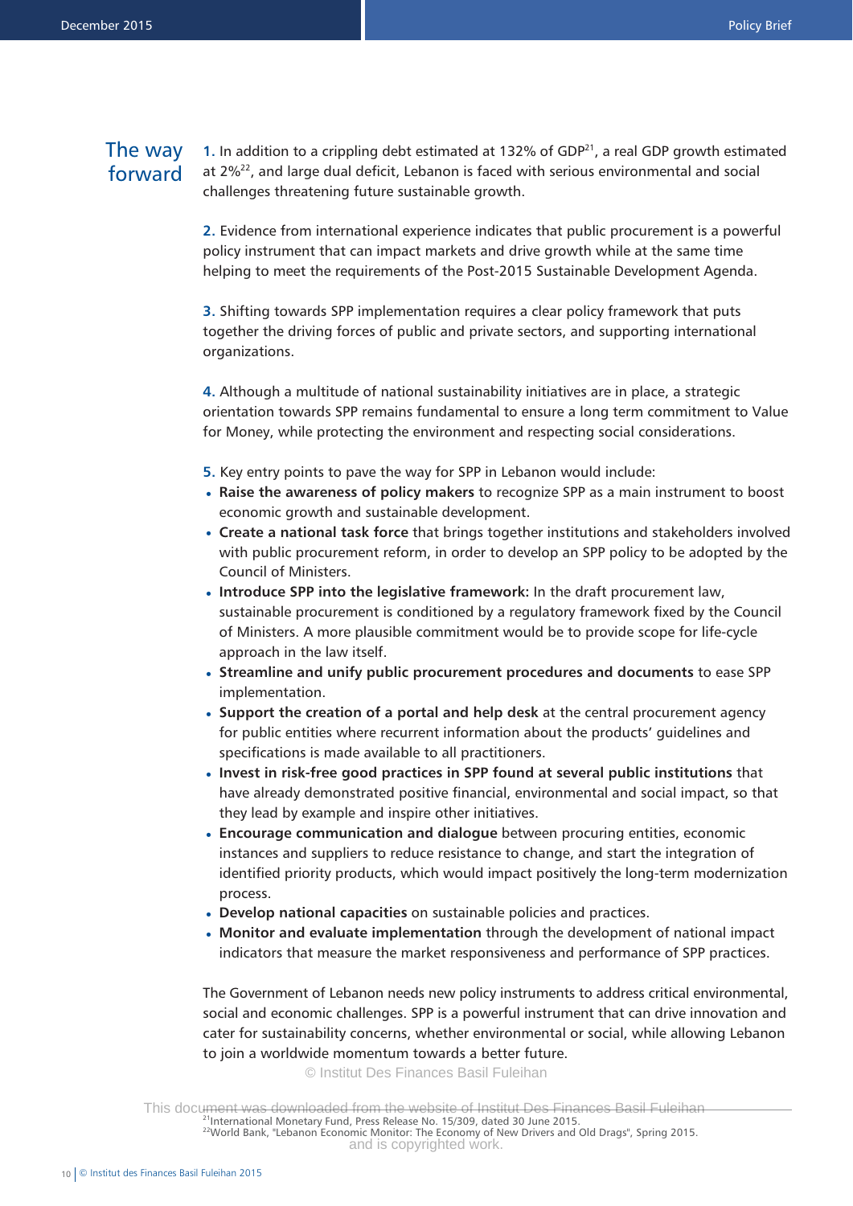## The way forward

**1.** In addition to a crippling debt estimated at 132% of GDP[21], a real GDP growth estimated at 2%[22], and large dual deficit, Lebanon is faced with serious environmental and social challenges threatening future sustainable growth.

**2.** Evidence from international experience indicates that public procurement is a powerful policy instrument that can impact markets and drive growth while at the same time helping to meet the requirements of the Post-2015 Sustainable Development Agenda.

**3.** Shifting towards SPP implementation requires a clear policy framework that puts together the driving forces of public and private sectors, and supporting international organizations.

**4.** Although a multitude of national sustainability initiatives are in place, a strategic orientation towards SPP remains fundamental to ensure a long term commitment to Value for Money, while protecting the environment and respecting social considerations.

**5.** Key entry points to pave the way for SPP in Lebanon would include:

- **Raise the awareness of policy makers** to recognize SPP as a main instrument to boost economic growth and sustainable development.
- **Create a national task force** that brings together institutions and stakeholders involved with public procurement reform, in order to develop an SPP policy to be adopted by the Council of Ministers.
- **Introduce SPP into the legislative framework:** In the draft procurement law, sustainable procurement is conditioned by a regulatory framework fixed by the Council of Ministers. A more plausible commitment would be to provide scope for life-cycle approach in the law itself.
- **Streamline and unify public procurement procedures and documents** to ease SPP implementation.
- **Support the creation of a portal and help desk** at the central procurement agency for public entities where recurrent information about the products' guidelines and specifications is made available to all practitioners.
- **Invest in risk-free good practices in SPP found at several public institutions** that have already demonstrated positive financial, environmental and social impact, so that they lead by example and inspire other initiatives.
- **Encourage communication and dialogue** between procuring entities, economic instances and suppliers to reduce resistance to change, and start the integration of identified priority products, which would impact positively the long-term modernization process.
- **Develop national capacities** on sustainable policies and practices.
- **Monitor and evaluate implementation** through the development of national impact indicators that measure the market responsiveness and performance of SPP practices.

The Government of Lebanon needs new policy instruments to address critical environmental, social and economic challenges. SPP is a powerful instrument that can drive innovation and cater for sustainability concerns, whether environmental or social, while allowing Lebanon to join a worldwide momentum towards a better future.

© Institut Des Finances Basil Fuleihan

This document was downloaded from the website of Institut Des Finances Basil Fuleihan and is copyrighted work.

[21] International Monetary Fund, Press Release No. 15/309, dated 30 June 2015.
[22] World Bank, "Lebanon Economic Monitor: The Economy of New Drivers and Old Drags", Spring 2015.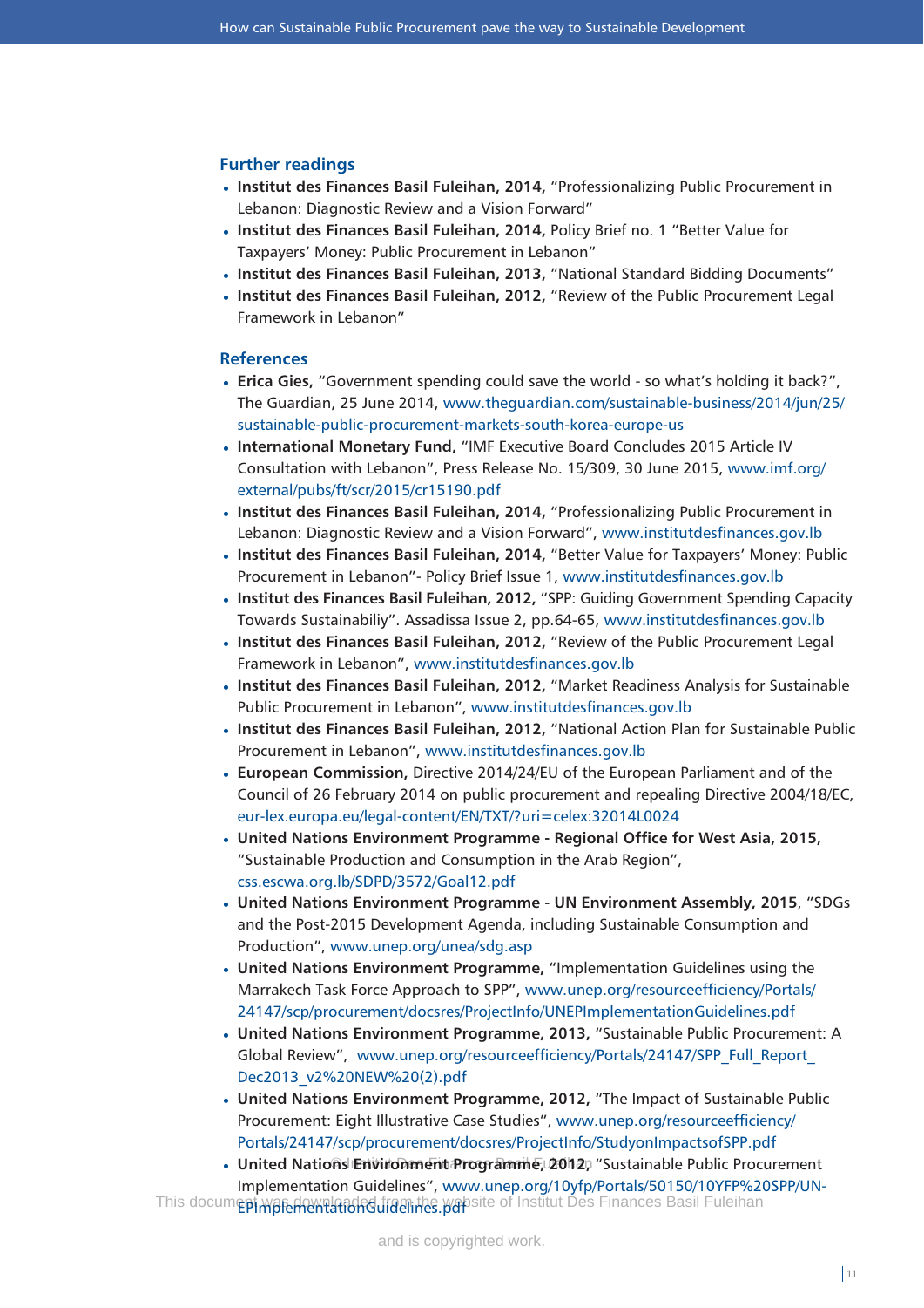## Further readings

- **Institut des Finances Basil Fuleihan, 2014,** "Professionalizing Public Procurement in Lebanon: Diagnostic Review and a Vision Forward"
- **Institut des Finances Basil Fuleihan, 2014,** Policy Brief no. 1 "Better Value for Taxpayers' Money: Public Procurement in Lebanon"
- **Institut des Finances Basil Fuleihan, 2013,** "National Standard Bidding Documents"
- **Institut des Finances Basil Fuleihan, 2012,** "Review of the Public Procurement Legal Framework in Lebanon"

## References

- **Erica Gies,** "Government spending could save the world - so what's holding it back?", The Guardian, 25 June 2014, www.theguardian.com/sustainable-business/2014/jun/25/sustainable-public-procurement-markets-south-korea-europe-us
- **International Monetary Fund,** "IMF Executive Board Concludes 2015 Article IV Consultation with Lebanon", Press Release No. 15/309, 30 June 2015, www.imf.org/external/pubs/ft/scr/2015/cr15190.pdf
- **Institut des Finances Basil Fuleihan, 2014,** "Professionalizing Public Procurement in Lebanon: Diagnostic Review and a Vision Forward", www.institutdesfinances.gov.lb
- **Institut des Finances Basil Fuleihan, 2014,** "Better Value for Taxpayers' Money: Public Procurement in Lebanon"- Policy Brief Issue 1, www.institutdesfinances.gov.lb
- **Institut des Finances Basil Fuleihan, 2012,** "SPP: Guiding Government Spending Capacity Towards Sustainabiliy". Assadissa Issue 2, pp.64-65, www.institutdesfinances.gov.lb
- **Institut des Finances Basil Fuleihan, 2012,** "Review of the Public Procurement Legal Framework in Lebanon", www.institutdesfinances.gov.lb
- **Institut des Finances Basil Fuleihan, 2012,** "Market Readiness Analysis for Sustainable Public Procurement in Lebanon", www.institutdesfinances.gov.lb
- **Institut des Finances Basil Fuleihan, 2012,** "National Action Plan for Sustainable Public Procurement in Lebanon", www.institutdesfinances.gov.lb
- **European Commission,** Directive 2014/24/EU of the European Parliament and of the Council of 26 February 2014 on public procurement and repealing Directive 2004/18/EC, eur-lex.europa.eu/legal-content/EN/TXT/?uri=celex:32014L0024
- **United Nations Environment Programme - Regional Office for West Asia, 2015,** "Sustainable Production and Consumption in the Arab Region", css.escwa.org.lb/SDPD/3572/Goal12.pdf
- **United Nations Environment Programme - UN Environment Assembly, 2015**, "SDGs and the Post-2015 Development Agenda, including Sustainable Consumption and Production", www.unep.org/unea/sdg.asp
- **United Nations Environment Programme,** "Implementation Guidelines using the Marrakech Task Force Approach to SPP", www.unep.org/resourceefficiency/Portals/24147/scp/procurement/docsres/ProjectInfo/UNEPImplementationGuidelines.pdf
- **United Nations Environment Programme, 2013,** "Sustainable Public Procurement: A Global Review", www.unep.org/resourceefficiency/Portals/24147/SPP_Full_Report_Dec2013_v2%20NEW%20(2).pdf
- **United Nations Environment Programme, 2012,** "The Impact of Sustainable Public Procurement: Eight Illustrative Case Studies", www.unep.org/resourceefficiency/Portals/24147/scp/procurement/docsres/ProjectInfo/StudyonImpactsofSPP.pdf
- **United Nations Environment Programme, 2012,** "Sustainable Public Procurement Implementation Guidelines", www.unep.org/10yfp/Portals/50150/10YFP%20SPP/UN-EPImplementationGuidelines.pdf

This document was downloaded from the website of Institut Des Finances Basil Fuleihan and is copyrighted work.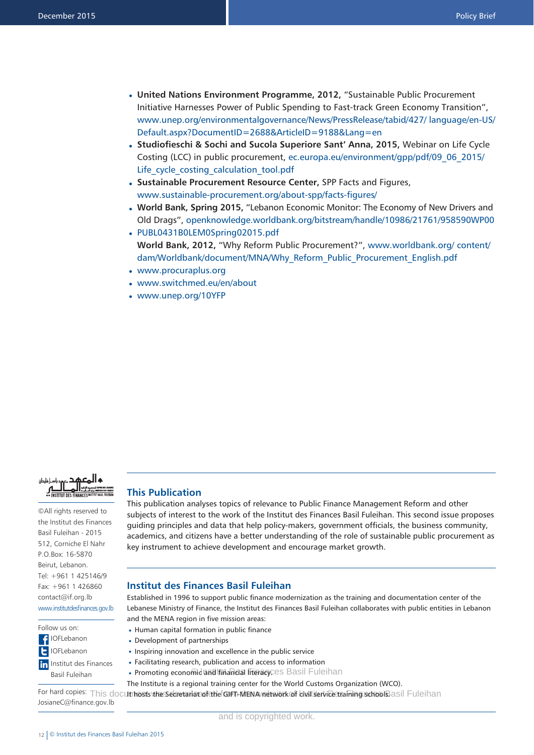- **United Nations Environment Programme, 2012,** "Sustainable Public Procurement Initiative Harnesses Power of Public Spending to Fast-track Green Economy Transition", www.unep.org/environmentalgovernance/News/PressRelease/tabid/427/ language/en-US/ Default.aspx?DocumentID=2688&ArticleID=9188&Lang=en
- **Studiofieschi & Sochi and Sucola Superiore Sant' Anna, 2015,** Webinar on Life Cycle Costing (LCC) in public procurement, ec.europa.eu/environment/gpp/pdf/09_06_2015/ Life_cycle_costing_calculation_tool.pdf
- **Sustainable Procurement Resource Center,** SPP Facts and Figures, www.sustainable-procurement.org/about-spp/facts-figures/
- **World Bank, Spring 2015,** "Lebanon Economic Monitor: The Economy of New Drivers and Old Drags", openknowledge.worldbank.org/bitstream/handle/10986/21761/958590WP00
- PUBL0431B0LEM0Spring02015.pdf
  **World Bank, 2012,** "Why Reform Public Procurement?", www.worldbank.org/ content/ dam/Worldbank/document/MNA/Why_Reform_Public_Procurement_English.pdf
- www.procuraplus.org
- www.switchmed.eu/en/about
- www.unep.org/10YFP

©All rights reserved to the Institut des Finances Basil Fuleihan - 2015
512, Corniche El Nahr
P.O.Box: 16-5870
Beirut, Lebanon.
Tel: +961 1 425146/9
Fax: +961 1 426860
contact@if.org.lb
www.institutdesfinances.gov.lb

Follow us on:
IOFLebanon
IOFLebanon
Institut des Finances Basil Fuleihan

For hard copies: JosianeC@finance.gov.lb

## This Publication

This publication analyses topics of relevance to Public Finance Management Reform and other subjects of interest to the work of the Institut des Finances Basil Fuleihan. This second issue proposes guiding principles and data that help policy-makers, government officials, the business community, academics, and citizens have a better understanding of the role of sustainable public procurement as key instrument to achieve development and encourage market growth.

## Institut des Finances Basil Fuleihan

Established in 1996 to support public finance modernization as the training and documentation center of the Lebanese Ministry of Finance, the Institut des Finances Basil Fuleihan collaborates with public entities in Lebanon and the MENA region in five mission areas:

- Human capital formation in public finance
- Development of partnerships
- Inspiring innovation and excellence in the public service
- Facilitating research, publication and access to information
- Promoting economic and financial literacy

The Institute is a regional training center for the World Customs Organization (WCO). It hosts the Secretariat of the GIFT-MENA network of civil service training schools.